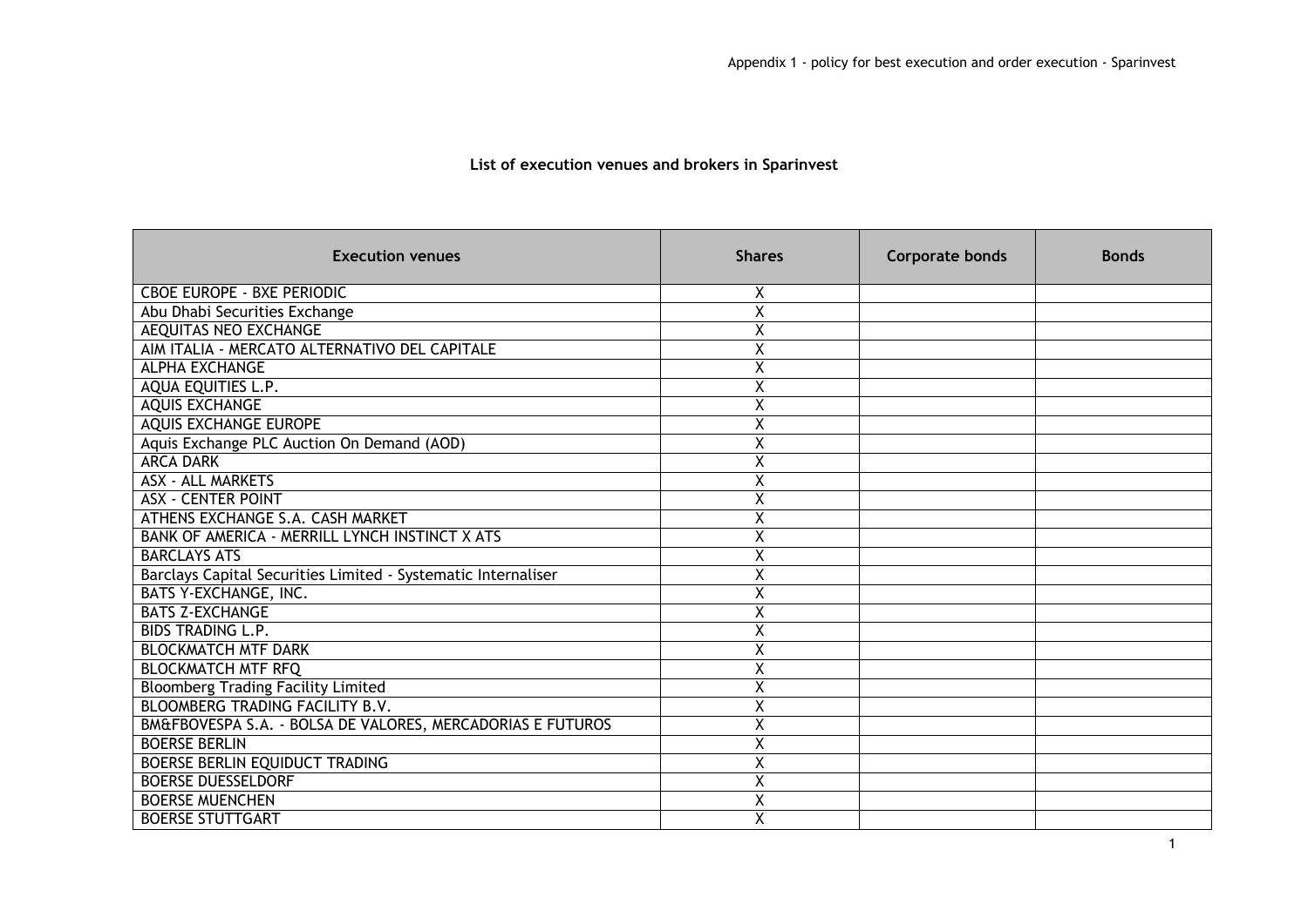## List of execution venues and brokers in Sparinvest

| Execution venues | Shares | Corporate bonds | Bonds |
|---|---|---|---|
| CBOE EUROPE - BXE PERIODIC | X | | |
| Abu Dhabi Securities Exchange | X | | |
| AEQUITAS NEO EXCHANGE | X | | |
| AIM ITALIA - MERCATO ALTERNATIVO DEL CAPITALE | X | | |
| ALPHA EXCHANGE | X | | |
| AQUA EQUITIES L.P. | X | | |
| AQUIS EXCHANGE | X | | |
| AQUIS EXCHANGE EUROPE | X | | |
| Aquis Exchange PLC Auction On Demand (AOD) | X | | |
| ARCA DARK | X | | |
| ASX - ALL MARKETS | X | | |
| ASX - CENTER POINT | X | | |
| ATHENS EXCHANGE S.A. CASH MARKET | X | | |
| BANK OF AMERICA - MERRILL LYNCH INSTINCT X ATS | X | | |
| BARCLAYS ATS | X | | |
| Barclays Capital Securities Limited - Systematic Internaliser | X | | |
| BATS Y-EXCHANGE, INC. | X | | |
| BATS Z-EXCHANGE | X | | |
| BIDS TRADING L.P. | X | | |
| BLOCKMATCH MTF DARK | X | | |
| BLOCKMATCH MTF RFQ | X | | |
| Bloomberg Trading Facility Limited | X | | |
| BLOOMBERG TRADING FACILITY B.V. | X | | |
| BM&FBOVESPA S.A. - BOLSA DE VALORES, MERCADORIAS E FUTUROS | X | | |
| BOERSE BERLIN | X | | |
| BOERSE BERLIN EQUIDUCT TRADING | X | | |
| BOERSE DUESSELDORF | X | | |
| BOERSE MUENCHEN | X | | |
| BOERSE STUTTGART | X | | |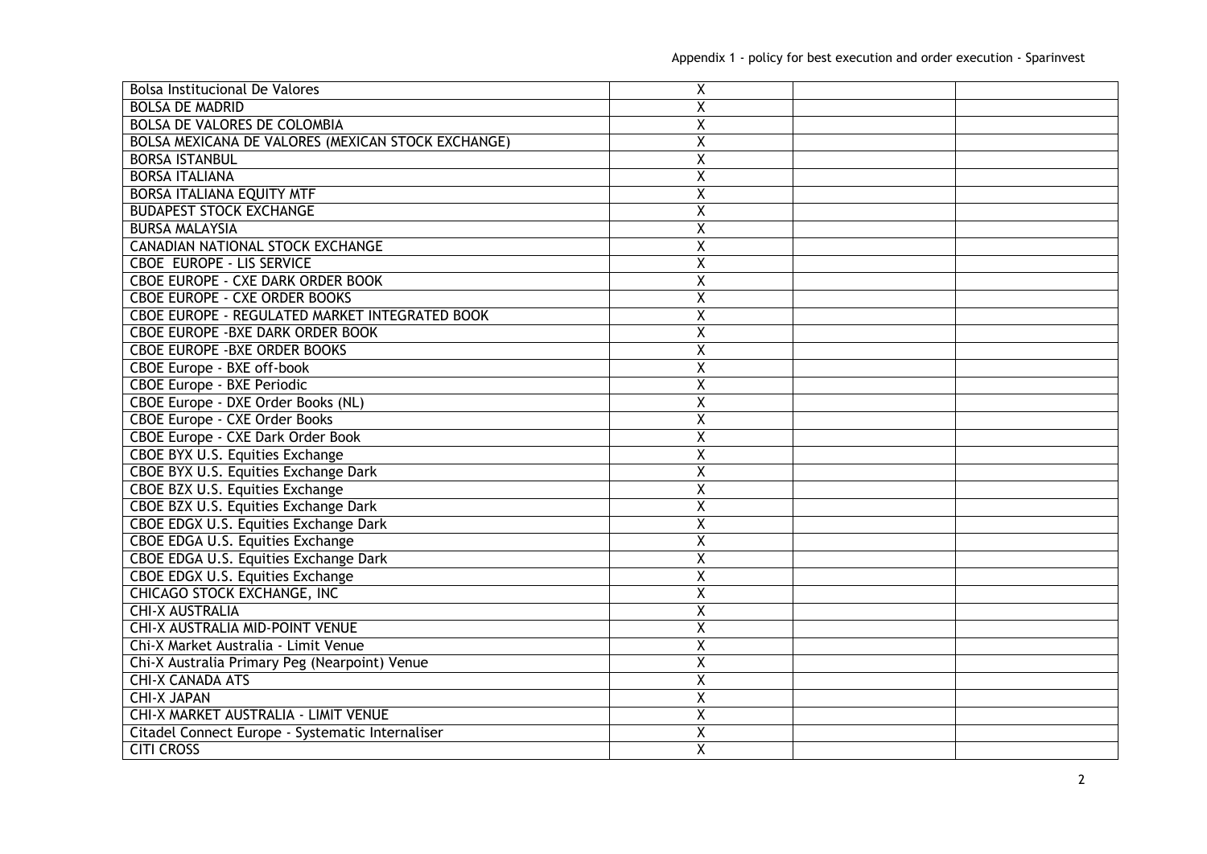| | | | |
|---|---|---|---|
| Bolsa Institucional De Valores | X | | |
| BOLSA DE MADRID | X | | |
| BOLSA DE VALORES DE COLOMBIA | X | | |
| BOLSA MEXICANA DE VALORES (MEXICAN STOCK EXCHANGE) | X | | |
| BORSA ISTANBUL | X | | |
| BORSA ITALIANA | X | | |
| BORSA ITALIANA EQUITY MTF | X | | |
| BUDAPEST STOCK EXCHANGE | X | | |
| BURSA MALAYSIA | X | | |
| CANADIAN NATIONAL STOCK EXCHANGE | X | | |
| CBOE EUROPE - LIS SERVICE | X | | |
| CBOE EUROPE - CXE DARK ORDER BOOK | X | | |
| CBOE EUROPE - CXE ORDER BOOKS | X | | |
| CBOE EUROPE - REGULATED MARKET INTEGRATED BOOK | X | | |
| CBOE EUROPE -BXE DARK ORDER BOOK | X | | |
| CBOE EUROPE -BXE ORDER BOOKS | X | | |
| CBOE Europe - BXE off-book | X | | |
| CBOE Europe - BXE Periodic | X | | |
| CBOE Europe - DXE Order Books (NL) | X | | |
| CBOE Europe - CXE Order Books | X | | |
| CBOE Europe - CXE Dark Order Book | X | | |
| CBOE BYX U.S. Equities Exchange | X | | |
| CBOE BYX U.S. Equities Exchange Dark | X | | |
| CBOE BZX U.S. Equities Exchange | X | | |
| CBOE BZX U.S. Equities Exchange Dark | X | | |
| CBOE EDGX U.S. Equities Exchange Dark | X | | |
| CBOE EDGA U.S. Equities Exchange | X | | |
| CBOE EDGA U.S. Equities Exchange Dark | X | | |
| CBOE EDGX U.S. Equities Exchange | X | | |
| CHICAGO STOCK EXCHANGE, INC | X | | |
| CHI-X AUSTRALIA | X | | |
| CHI-X AUSTRALIA MID-POINT VENUE | X | | |
| Chi-X Market Australia - Limit Venue | X | | |
| Chi-X Australia Primary Peg (Nearpoint) Venue | X | | |
| CHI-X CANADA ATS | X | | |
| CHI-X JAPAN | X | | |
| CHI-X MARKET AUSTRALIA - LIMIT VENUE | X | | |
| Citadel Connect Europe - Systematic Internaliser | X | | |
| CITI CROSS | X | | |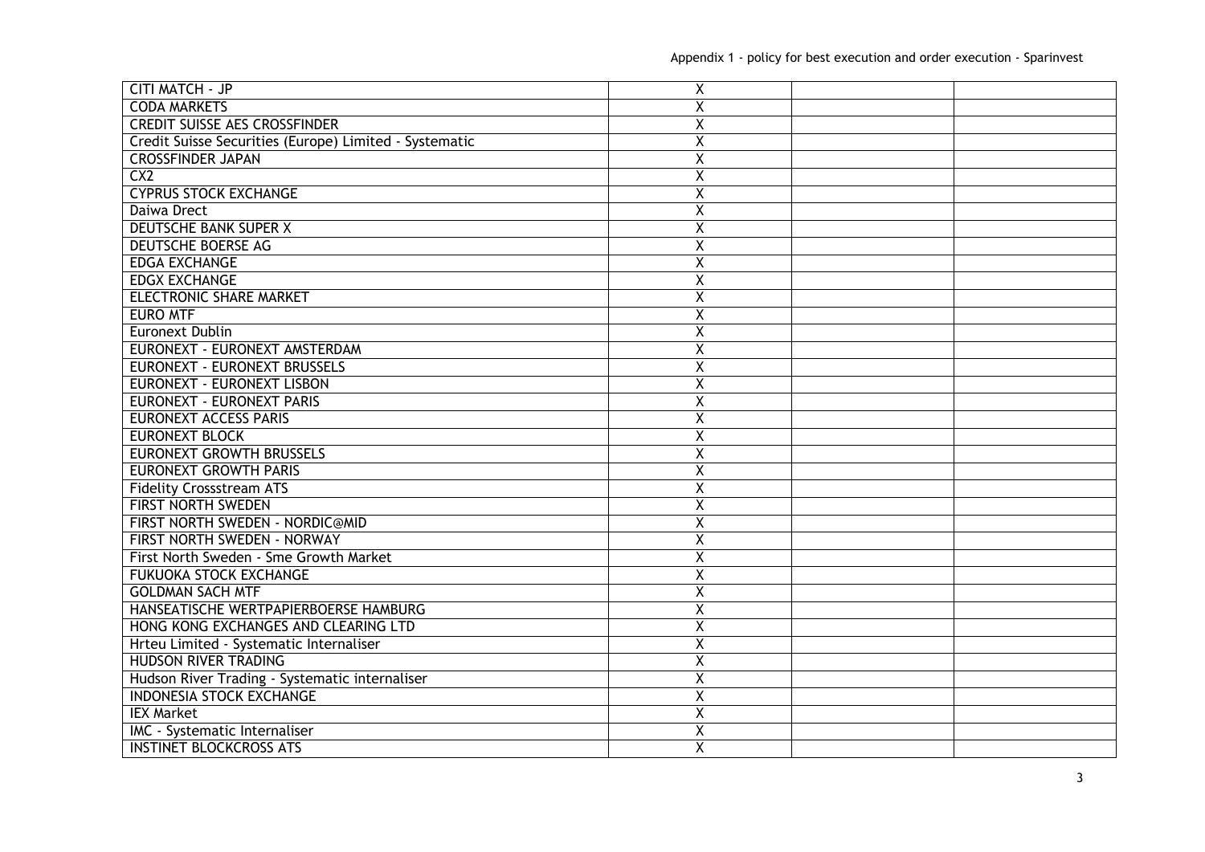| | | | |
|---|---|---|---|
| CITI MATCH - JP | X | | |
| CODA MARKETS | X | | |
| CREDIT SUISSE AES CROSSFINDER | X | | |
| Credit Suisse Securities (Europe) Limited - Systematic | X | | |
| CROSSFINDER JAPAN | X | | |
| CX2 | X | | |
| CYPRUS STOCK EXCHANGE | X | | |
| Daiwa Drect | X | | |
| DEUTSCHE BANK SUPER X | X | | |
| DEUTSCHE BOERSE AG | X | | |
| EDGA EXCHANGE | X | | |
| EDGX EXCHANGE | X | | |
| ELECTRONIC SHARE MARKET | X | | |
| EURO MTF | X | | |
| Euronext Dublin | X | | |
| EURONEXT - EURONEXT AMSTERDAM | X | | |
| EURONEXT - EURONEXT BRUSSELS | X | | |
| EURONEXT - EURONEXT LISBON | X | | |
| EURONEXT - EURONEXT PARIS | X | | |
| EURONEXT ACCESS PARIS | X | | |
| EURONEXT BLOCK | X | | |
| EURONEXT GROWTH BRUSSELS | X | | |
| EURONEXT GROWTH PARIS | X | | |
| Fidelity Crossstream ATS | X | | |
| FIRST NORTH SWEDEN | X | | |
| FIRST NORTH SWEDEN - NORDIC@MID | X | | |
| FIRST NORTH SWEDEN - NORWAY | X | | |
| First North Sweden - Sme Growth Market | X | | |
| FUKUOKA STOCK EXCHANGE | X | | |
| GOLDMAN SACH MTF | X | | |
| HANSEATISCHE WERTPAPIERBOERSE HAMBURG | X | | |
| HONG KONG EXCHANGES AND CLEARING LTD | X | | |
| Hrteu Limited - Systematic Internaliser | X | | |
| HUDSON RIVER TRADING | X | | |
| Hudson River Trading - Systematic internaliser | X | | |
| INDONESIA STOCK EXCHANGE | X | | |
| IEX Market | X | | |
| IMC - Systematic Internaliser | X | | |
| INSTINET BLOCKCROSS ATS | X | | |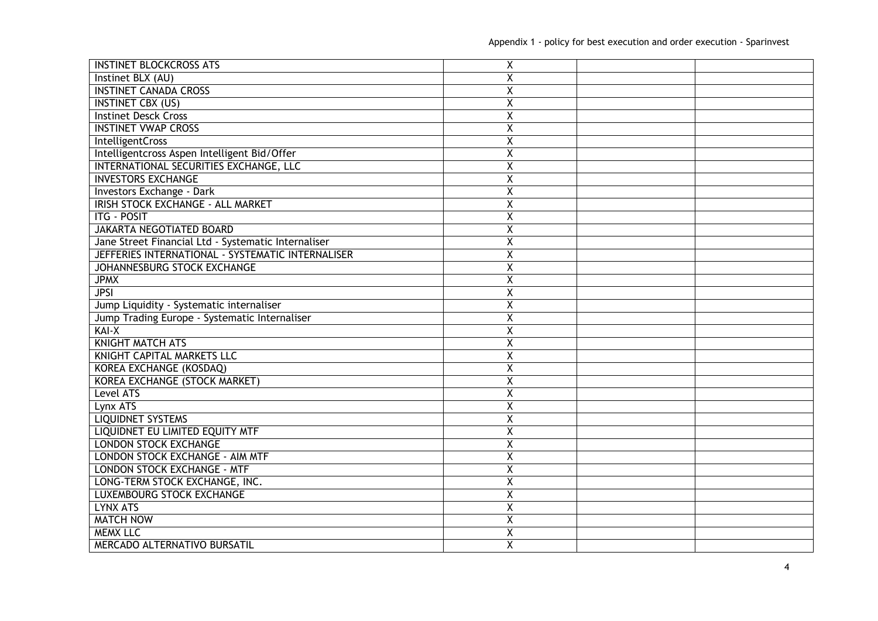| | | | |
|---|---|---|---|
| INSTINET BLOCKCROSS ATS | X | | |
| Instinet BLX (AU) | X | | |
| INSTINET CANADA CROSS | X | | |
| INSTINET CBX (US) | X | | |
| Instinet Desck Cross | X | | |
| INSTINET VWAP CROSS | X | | |
| IntelligentCross | X | | |
| Intelligentcross Aspen Intelligent Bid/Offer | X | | |
| INTERNATIONAL SECURITIES EXCHANGE, LLC | X | | |
| INVESTORS EXCHANGE | X | | |
| Investors Exchange - Dark | X | | |
| IRISH STOCK EXCHANGE - ALL MARKET | X | | |
| ITG - POSIT | X | | |
| JAKARTA NEGOTIATED BOARD | X | | |
| Jane Street Financial Ltd - Systematic Internaliser | X | | |
| JEFFERIES INTERNATIONAL - SYSTEMATIC INTERNALISER | X | | |
| JOHANNESBURG STOCK EXCHANGE | X | | |
| JPMX | X | | |
| JPSI | X | | |
| Jump Liquidity - Systematic internaliser | X | | |
| Jump Trading Europe - Systematic Internaliser | X | | |
| KAI-X | X | | |
| KNIGHT MATCH ATS | X | | |
| KNIGHT CAPITAL MARKETS LLC | X | | |
| KOREA EXCHANGE (KOSDAQ) | X | | |
| KOREA EXCHANGE (STOCK MARKET) | X | | |
| Level ATS | X | | |
| Lynx ATS | X | | |
| LIQUIDNET SYSTEMS | X | | |
| LIQUIDNET EU LIMITED EQUITY MTF | X | | |
| LONDON STOCK EXCHANGE | X | | |
| LONDON STOCK EXCHANGE - AIM MTF | X | | |
| LONDON STOCK EXCHANGE - MTF | X | | |
| LONG-TERM STOCK EXCHANGE, INC. | X | | |
| LUXEMBOURG STOCK EXCHANGE | X | | |
| LYNX ATS | X | | |
| MATCH NOW | X | | |
| MEMX LLC | X | | |
| MERCADO ALTERNATIVO BURSATIL | X | | |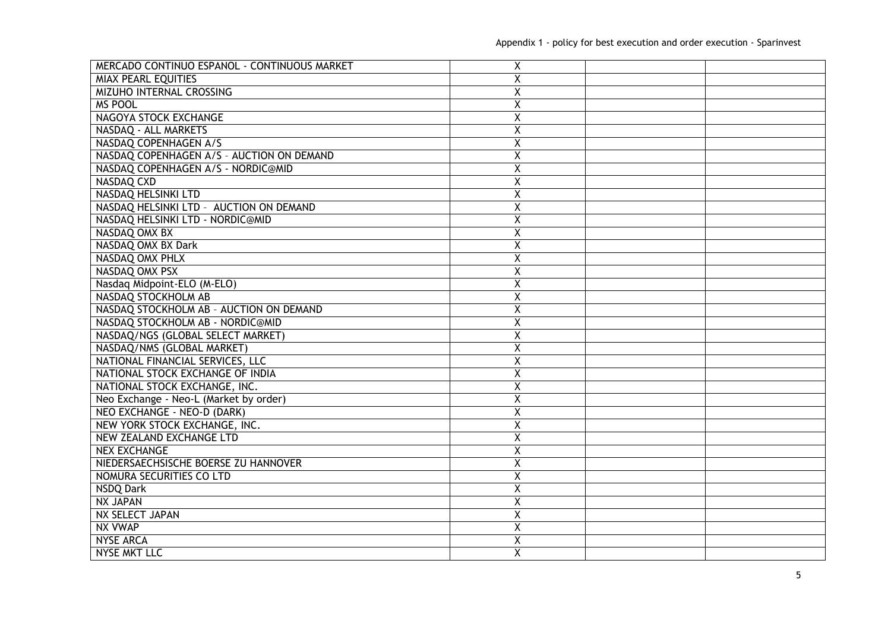| | | | |
|---|---|---|---|
| MERCADO CONTINUO ESPANOL - CONTINUOUS MARKET | X | | |
| MIAX PEARL EQUITIES | X | | |
| MIZUHO INTERNAL CROSSING | X | | |
| MS POOL | X | | |
| NAGOYA STOCK EXCHANGE | X | | |
| NASDAQ - ALL MARKETS | X | | |
| NASDAQ COPENHAGEN A/S | X | | |
| NASDAQ COPENHAGEN A/S – AUCTION ON DEMAND | X | | |
| NASDAQ COPENHAGEN A/S - NORDIC@MID | X | | |
| NASDAQ CXD | X | | |
| NASDAQ HELSINKI LTD | X | | |
| NASDAQ HELSINKI LTD – AUCTION ON DEMAND | X | | |
| NASDAQ HELSINKI LTD - NORDIC@MID | X | | |
| NASDAQ OMX BX | X | | |
| NASDAQ OMX BX Dark | X | | |
| NASDAQ OMX PHLX | X | | |
| NASDAQ OMX PSX | X | | |
| Nasdaq Midpoint-ELO (M-ELO) | X | | |
| NASDAQ STOCKHOLM AB | X | | |
| NASDAQ STOCKHOLM AB – AUCTION ON DEMAND | X | | |
| NASDAQ STOCKHOLM AB - NORDIC@MID | X | | |
| NASDAQ/NGS (GLOBAL SELECT MARKET) | X | | |
| NASDAQ/NMS (GLOBAL MARKET) | X | | |
| NATIONAL FINANCIAL SERVICES, LLC | X | | |
| NATIONAL STOCK EXCHANGE OF INDIA | X | | |
| NATIONAL STOCK EXCHANGE, INC. | X | | |
| Neo Exchange - Neo-L (Market by order) | X | | |
| NEO EXCHANGE - NEO-D (DARK) | X | | |
| NEW YORK STOCK EXCHANGE, INC. | X | | |
| NEW ZEALAND EXCHANGE LTD | X | | |
| NEX EXCHANGE | X | | |
| NIEDERSAECHSISCHE BOERSE ZU HANNOVER | X | | |
| NOMURA SECURITIES CO LTD | X | | |
| NSDQ Dark | X | | |
| NX JAPAN | X | | |
| NX SELECT JAPAN | X | | |
| NX VWAP | X | | |
| NYSE ARCA | X | | |
| NYSE MKT LLC | X | | |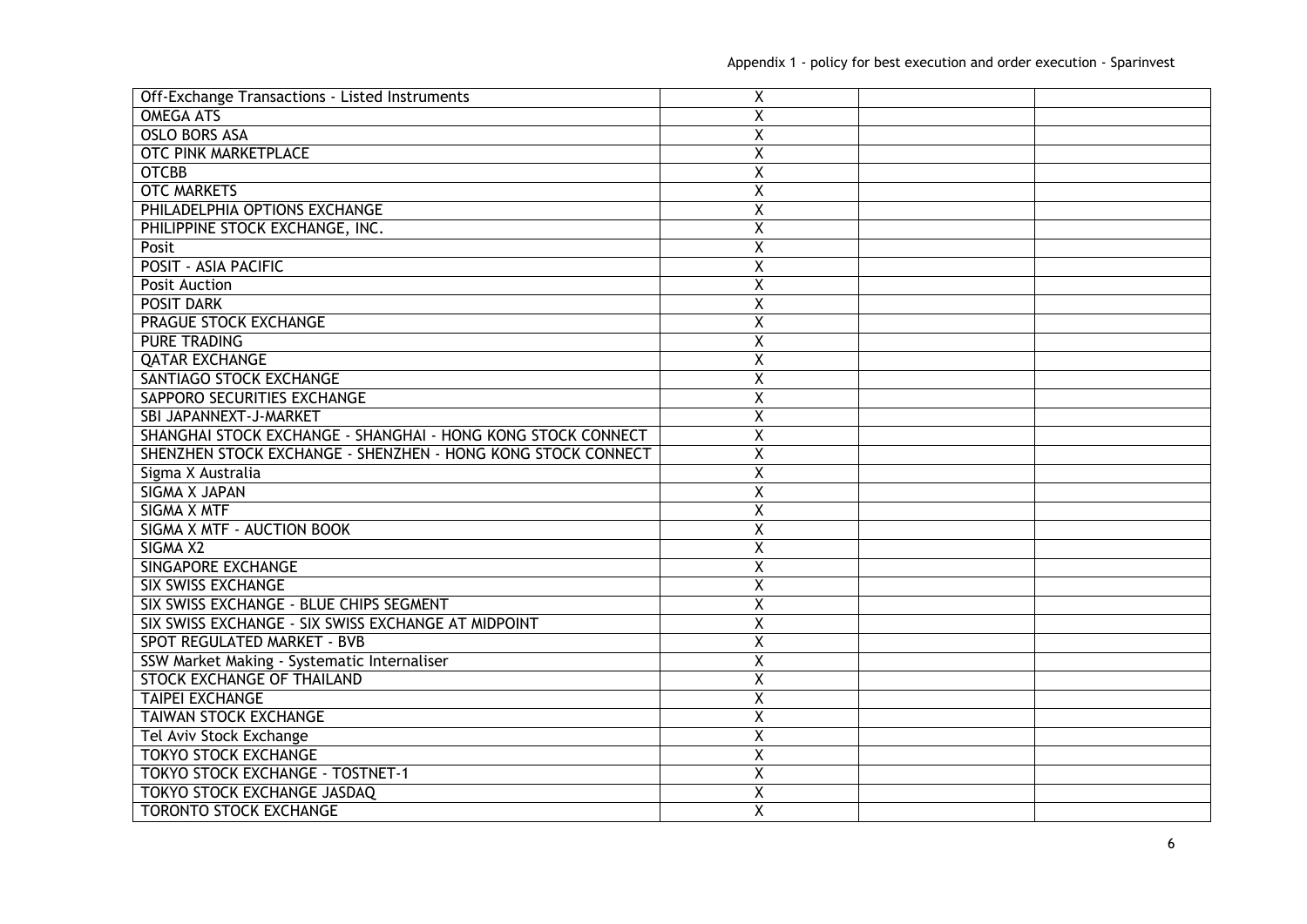| | | | |
|---|---|---|---|
| Off-Exchange Transactions - Listed Instruments | X | | |
| OMEGA ATS | X | | |
| OSLO BORS ASA | X | | |
| OTC PINK MARKETPLACE | X | | |
| OTCBB | X | | |
| OTC MARKETS | X | | |
| PHILADELPHIA OPTIONS EXCHANGE | X | | |
| PHILIPPINE STOCK EXCHANGE, INC. | X | | |
| Posit | X | | |
| POSIT - ASIA PACIFIC | X | | |
| Posit Auction | X | | |
| POSIT DARK | X | | |
| PRAGUE STOCK EXCHANGE | X | | |
| PURE TRADING | X | | |
| QATAR EXCHANGE | X | | |
| SANTIAGO STOCK EXCHANGE | X | | |
| SAPPORO SECURITIES EXCHANGE | X | | |
| SBI JAPANNEXT-J-MARKET | X | | |
| SHANGHAI STOCK EXCHANGE - SHANGHAI - HONG KONG STOCK CONNECT | X | | |
| SHENZHEN STOCK EXCHANGE - SHENZHEN - HONG KONG STOCK CONNECT | X | | |
| Sigma X Australia | X | | |
| SIGMA X JAPAN | X | | |
| SIGMA X MTF | X | | |
| SIGMA X MTF - AUCTION BOOK | X | | |
| SIGMA X2 | X | | |
| SINGAPORE EXCHANGE | X | | |
| SIX SWISS EXCHANGE | X | | |
| SIX SWISS EXCHANGE - BLUE CHIPS SEGMENT | X | | |
| SIX SWISS EXCHANGE - SIX SWISS EXCHANGE AT MIDPOINT | X | | |
| SPOT REGULATED MARKET - BVB | X | | |
| SSW Market Making - Systematic Internaliser | X | | |
| STOCK EXCHANGE OF THAILAND | X | | |
| TAIPEI EXCHANGE | X | | |
| TAIWAN STOCK EXCHANGE | X | | |
| Tel Aviv Stock Exchange | X | | |
| TOKYO STOCK EXCHANGE | X | | |
| TOKYO STOCK EXCHANGE - TOSTNET-1 | X | | |
| TOKYO STOCK EXCHANGE JASDAQ | X | | |
| TORONTO STOCK EXCHANGE | X | | |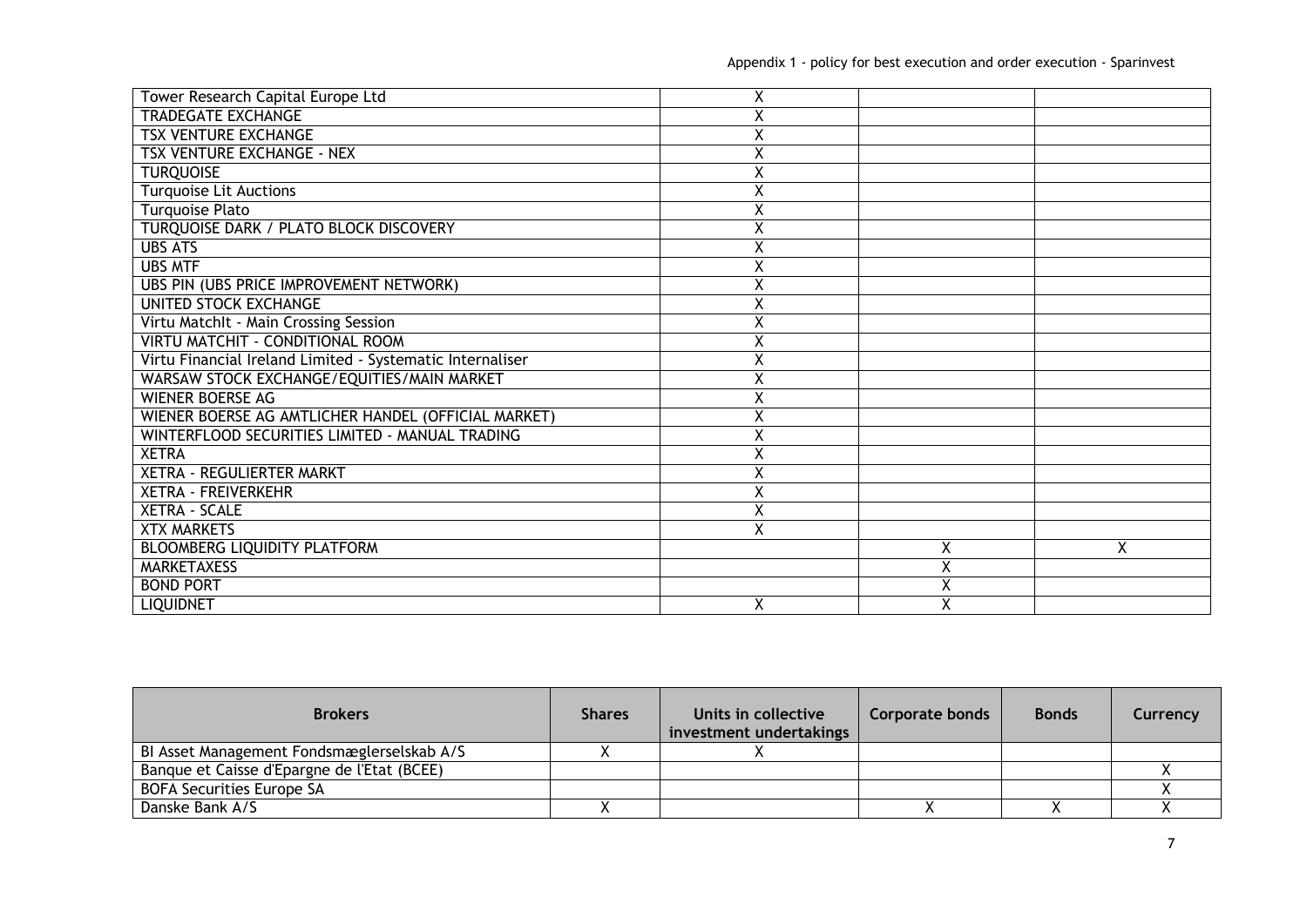| | | | |
|---|---|---|---|
| Tower Research Capital Europe Ltd | X | | |
| TRADEGATE EXCHANGE | X | | |
| TSX VENTURE EXCHANGE | X | | |
| TSX VENTURE EXCHANGE - NEX | X | | |
| TURQUOISE | X | | |
| Turquoise Lit Auctions | X | | |
| Turquoise Plato | X | | |
| TURQUOISE DARK / PLATO BLOCK DISCOVERY | X | | |
| UBS ATS | X | | |
| UBS MTF | X | | |
| UBS PIN (UBS PRICE IMPROVEMENT NETWORK) | X | | |
| UNITED STOCK EXCHANGE | X | | |
| Virtu MatchIt - Main Crossing Session | X | | |
| VIRTU MATCHIT - CONDITIONAL ROOM | X | | |
| Virtu Financial Ireland Limited - Systematic Internaliser | X | | |
| WARSAW STOCK EXCHANGE/EQUITIES/MAIN MARKET | X | | |
| WIENER BOERSE AG | X | | |
| WIENER BOERSE AG AMTLICHER HANDEL (OFFICIAL MARKET) | X | | |
| WINTERFLOOD SECURITIES LIMITED - MANUAL TRADING | X | | |
| XETRA | X | | |
| XETRA - REGULIERTER MARKT | X | | |
| XETRA - FREIVERKEHR | X | | |
| XETRA - SCALE | X | | |
| XTX MARKETS | X | | |
| BLOOMBERG LIQUIDITY PLATFORM | | X | X |
| MARKETAXESS | | X | |
| BOND PORT | | X | |
| LIQUIDNET | X | X | |

| Brokers | Shares | Units in collective investment undertakings | Corporate bonds | Bonds | Currency |
|---|---|---|---|---|---|
| BI Asset Management Fondsmæglerselskab A/S | X | X | | | |
| Banque et Caisse d'Epargne de l'Etat (BCEE) | | | | | X |
| BOFA Securities Europe SA | | | | | X |
| Danske Bank A/S | X | | X | X | X |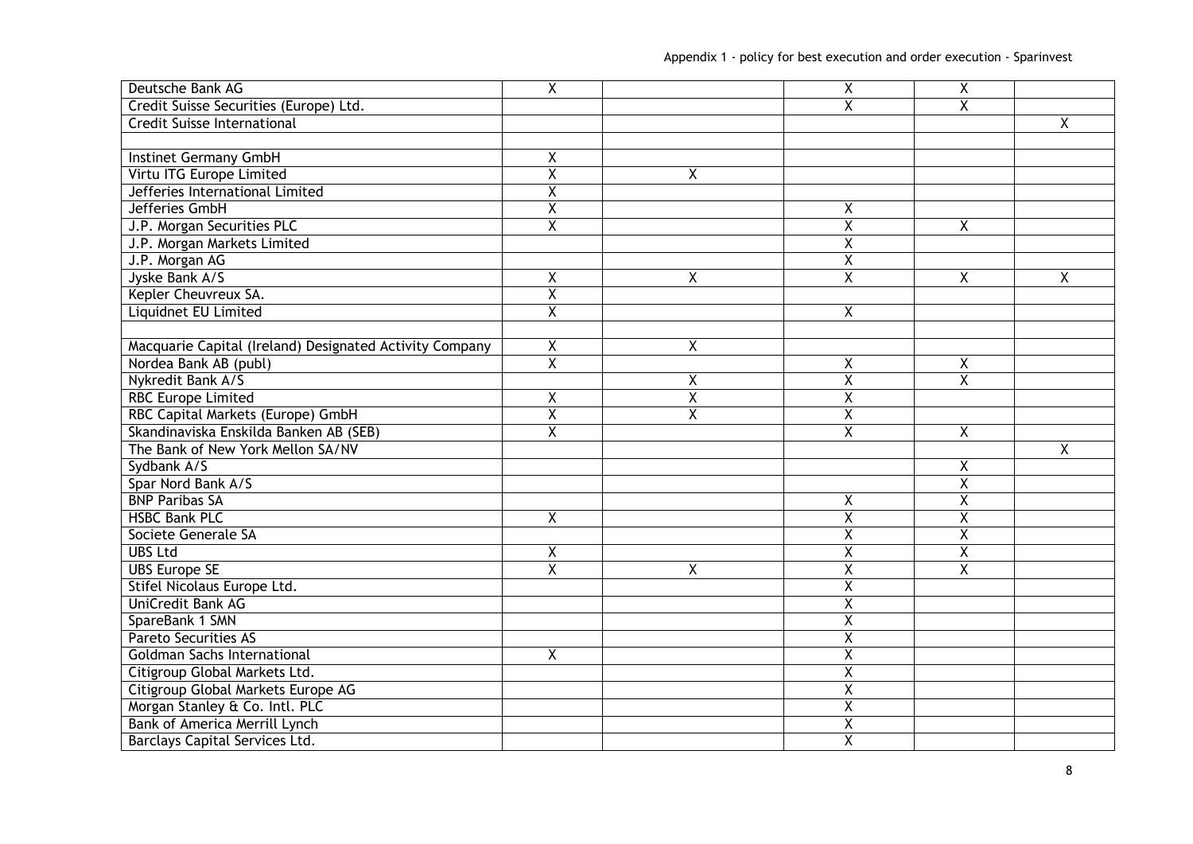| | | | | | |
|---|---|---|---|---|---|
| Deutsche Bank AG | X | | X | X | |
| Credit Suisse Securities (Europe) Ltd. | | | X | X | |
| Credit Suisse International | | | | | X |
| | | | | | |
| Instinet Germany GmbH | X | | | | |
| Virtu ITG Europe Limited | X | X | | | |
| Jefferies International Limited | X | | | | |
| Jefferies GmbH | X | | X | | |
| J.P. Morgan Securities PLC | X | | X | X | |
| J.P. Morgan Markets Limited | | | X | | |
| J.P. Morgan AG | | | X | | |
| Jyske Bank A/S | X | X | X | X | X |
| Kepler Cheuvreux SA. | X | | | | |
| Liquidnet EU Limited | X | | X | | |
| | | | | | |
| Macquarie Capital (Ireland) Designated Activity Company | X | X | | | |
| Nordea Bank AB (publ) | X | | X | X | |
| Nykredit Bank A/S | | X | X | X | |
| RBC Europe Limited | X | X | X | | |
| RBC Capital Markets (Europe) GmbH | X | X | X | | |
| Skandinaviska Enskilda Banken AB (SEB) | X | | X | X | |
| The Bank of New York Mellon SA/NV | | | | | X |
| Sydbank A/S | | | | X | |
| Spar Nord Bank A/S | | | | X | |
| BNP Paribas SA | | | X | X | |
| HSBC Bank PLC | X | | X | X | |
| Societe Generale SA | | | X | X | |
| UBS Ltd | X | | X | X | |
| UBS Europe SE | X | X | X | X | |
| Stifel Nicolaus Europe Ltd. | | | X | | |
| UniCredit Bank AG | | | X | | |
| SpareBank 1 SMN | | | X | | |
| Pareto Securities AS | | | X | | |
| Goldman Sachs International | X | | X | | |
| Citigroup Global Markets Ltd. | | | X | | |
| Citigroup Global Markets Europe AG | | | X | | |
| Morgan Stanley & Co. Intl. PLC | | | X | | |
| Bank of America Merrill Lynch | | | X | | |
| Barclays Capital Services Ltd. | | | X | | |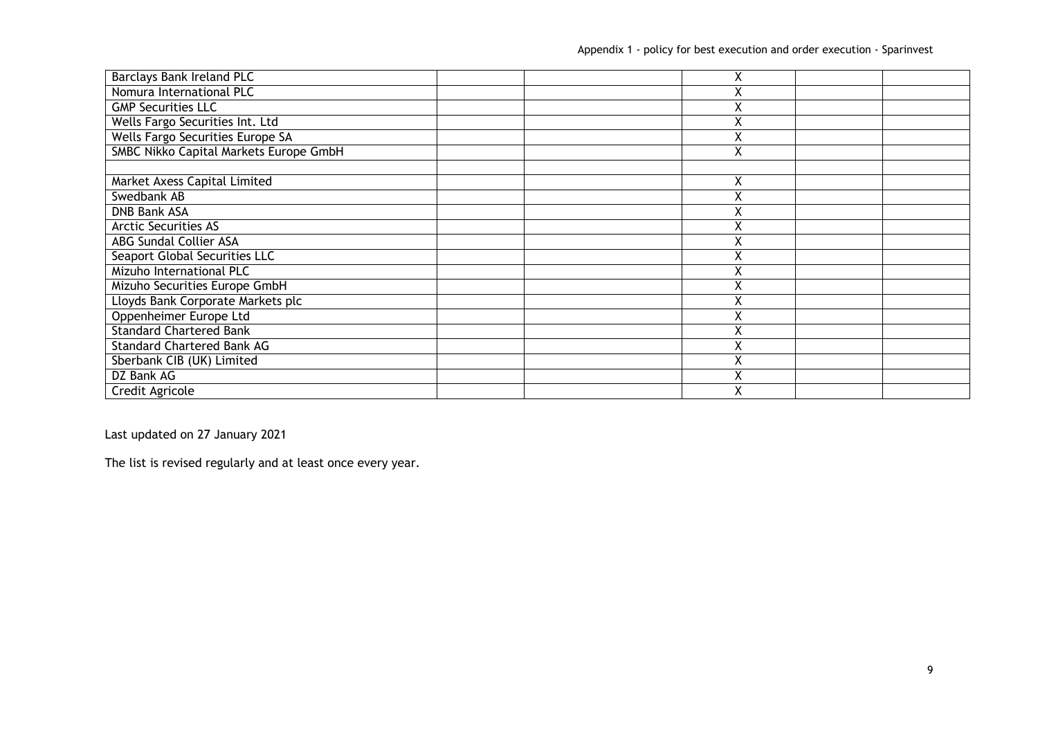| | | | | | |
|---|---|---|---|---|---|
| Barclays Bank Ireland PLC | | | X | | |
| Nomura International PLC | | | X | | |
| GMP Securities LLC | | | X | | |
| Wells Fargo Securities Int. Ltd | | | X | | |
| Wells Fargo Securities Europe SA | | | X | | |
| SMBC Nikko Capital Markets Europe GmbH | | | X | | |
| | | | | | |
| Market Axess Capital Limited | | | X | | |
| Swedbank AB | | | X | | |
| DNB Bank ASA | | | X | | |
| Arctic Securities AS | | | X | | |
| ABG Sundal Collier ASA | | | X | | |
| Seaport Global Securities LLC | | | X | | |
| Mizuho International PLC | | | X | | |
| Mizuho Securities Europe GmbH | | | X | | |
| Lloyds Bank Corporate Markets plc | | | X | | |
| Oppenheimer Europe Ltd | | | X | | |
| Standard Chartered Bank | | | X | | |
| Standard Chartered Bank AG | | | X | | |
| Sberbank CIB (UK) Limited | | | X | | |
| DZ Bank AG | | | X | | |
| Credit Agricole | | | X | | |

Last updated on 27 January 2021

The list is revised regularly and at least once every year.